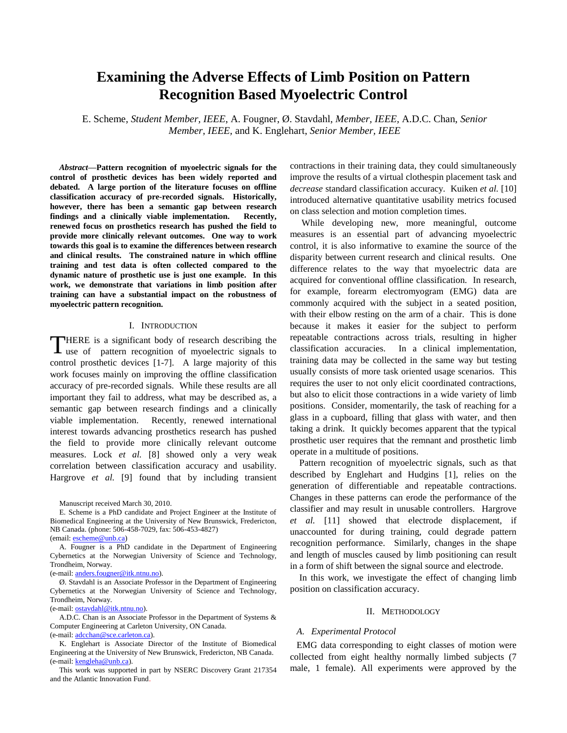# Examining the Adverse Effects of Limb Position on Pattern Recognition Based Myoelectric Control

E. Scheme, *Student Member, IEEE*, A. Fougner, Ø. Stavdahl, *Member, IEEE*, A.D.C. Chan, *Senior Member, IEEE*, and K. Englehart, *Senior Member, IEEE*

***Abstract*—Pattern recognition of myoelectric signals for the control of prosthetic devices has been widely reported and debated. A large portion of the literature focuses on offline classification accuracy of pre-recorded signals. Historically, however, there has been a semantic gap between research findings and a clinically viable implementation. Recently, renewed focus on prosthetics research has pushed the field to provide more clinically relevant outcomes. One way to work towards this goal is to examine the differences between research and clinical results. The constrained nature in which offline training and test data is often collected compared to the dynamic nature of prosthetic use is just one example. In this work, we demonstrate that variations in limb position after training can have a substantial impact on the robustness of myoelectric pattern recognition.**

## I. Introduction

THERE is a significant body of research describing the use of pattern recognition of myoelectric signals to control prosthetic devices [1-7]. A large majority of this work focuses mainly on improving the offline classification accuracy of pre-recorded signals. While these results are all important they fail to address, what may be described as, a semantic gap between research findings and a clinically viable implementation. Recently, renewed international interest towards advancing prosthetics research has pushed the field to provide more clinically relevant outcome measures. Lock *et al.* [8] showed only a very weak correlation between classification accuracy and usability. Hargrove *et al.* [9] found that by including transient contractions in their training data, they could simultaneously improve the results of a virtual clothespin placement task and *decrease* standard classification accuracy. Kuiken *et al.* [10] introduced alternative quantitative usability metrics focused on class selection and motion completion times.

While developing new, more meaningful, outcome measures is an essential part of advancing myoelectric control, it is also informative to examine the source of the disparity between current research and clinical results. One difference relates to the way that myoelectric data are acquired for conventional offline classification. In research, for example, forearm electromyogram (EMG) data are commonly acquired with the subject in a seated position, with their elbow resting on the arm of a chair. This is done because it makes it easier for the subject to perform repeatable contractions across trials, resulting in higher classification accuracies. In a clinical implementation, training data may be collected in the same way but testing usually consists of more task oriented usage scenarios. This requires the user to not only elicit coordinated contractions, but also to elicit those contractions in a wide variety of limb positions. Consider, momentarily, the task of reaching for a glass in a cupboard, filling that glass with water, and then taking a drink. It quickly becomes apparent that the typical prosthetic user requires that the remnant and prosthetic limb operate in a multitude of positions.

Pattern recognition of myoelectric signals, such as that described by Englehart and Hudgins [1], relies on the generation of differentiable and repeatable contractions. Changes in these patterns can erode the performance of the classifier and may result in unusable controllers. Hargrove *et al.* [11] showed that electrode displacement, if unaccounted for during training, could degrade pattern recognition performance. Similarly, changes in the shape and length of muscles caused by limb positioning can result in a form of shift between the signal source and electrode.

In this work, we investigate the effect of changing limb position on classification accuracy.

## II. Methodology

### *A. Experimental Protocol*

EMG data corresponding to eight classes of motion were collected from eight healthy normally limbed subjects (7 male, 1 female). All experiments were approved by the

---

Manuscript received March 30, 2010.

E. Scheme is a PhD candidate and Project Engineer at the Institute of Biomedical Engineering at the University of New Brunswick, Fredericton, NB Canada. (phone: 506-458-7029, fax: 506-453-4827) (email: escheme@unb.ca)

A. Fougner is a PhD candidate in the Department of Engineering Cybernetics at the Norwegian University of Science and Technology, Trondheim, Norway. (e-mail: anders.fougner@itk.ntnu.no).

Ø. Stavdahl is an Associate Professor in the Department of Engineering Cybernetics at the Norwegian University of Science and Technology, Trondheim, Norway. (e-mail: ostavdahl@itk.ntnu.no).

A.D.C. Chan is an Associate Professor in the Department of Systems & Computer Engineering at Carleton University, ON Canada. (e-mail: adcchan@sce.carleton.ca).

K. Englehart is Associate Director of the Institute of Biomedical Engineering at the University of New Brunswick, Fredericton, NB Canada. (e-mail: kengleha@unb.ca).

This work was supported in part by NSERC Discovery Grant 217354 and the Atlantic Innovation Fund.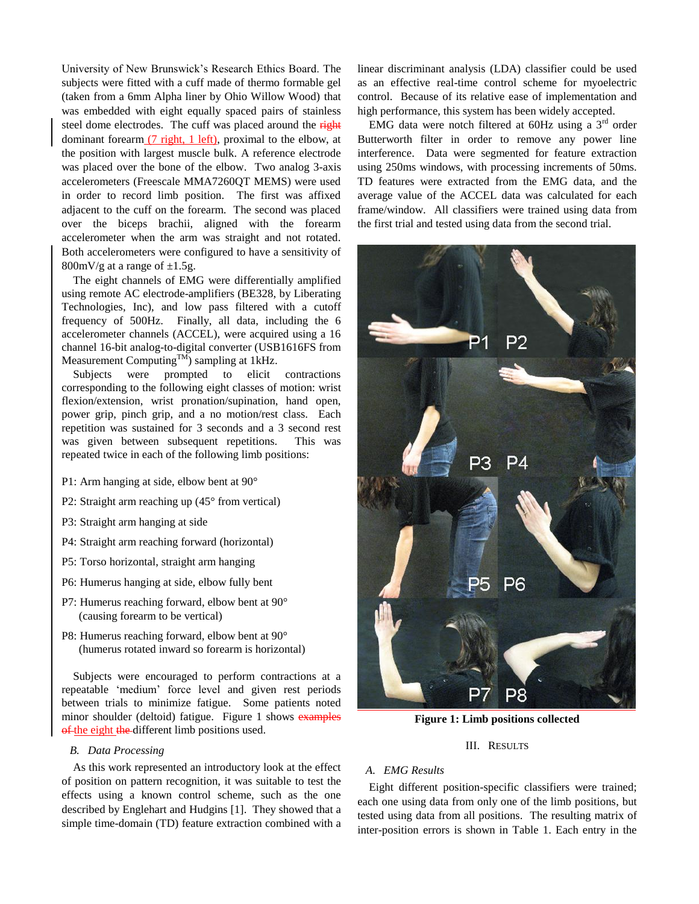University of New Brunswick's Research Ethics Board. The subjects were fitted with a cuff made of thermo formable gel (taken from a 6mm Alpha liner by Ohio Willow Wood) that was embedded with eight equally spaced pairs of stainless steel dome electrodes. The cuff was placed around the ~~right~~ dominant forearm (7 right, 1 left), proximal to the elbow, at the position with largest muscle bulk. A reference electrode was placed over the bone of the elbow. Two analog 3-axis accelerometers (Freescale MMA7260QT MEMS) were used in order to record limb position. The first was affixed adjacent to the cuff on the forearm. The second was placed over the biceps brachii, aligned with the forearm accelerometer when the arm was straight and not rotated. Both accelerometers were configured to have a sensitivity of 800mV/g at a range of ±1.5g.

The eight channels of EMG were differentially amplified using remote AC electrode-amplifiers (BE328, by Liberating Technologies, Inc), and low pass filtered with a cutoff frequency of 500Hz. Finally, all data, including the 6 accelerometer channels (ACCEL), were acquired using a 16 channel 16-bit analog-to-digital converter (USB1616FS from Measurement Computing™) sampling at 1kHz.

Subjects were prompted to elicit contractions corresponding to the following eight classes of motion: wrist flexion/extension, wrist pronation/supination, hand open, power grip, pinch grip, and a no motion/rest class. Each repetition was sustained for 3 seconds and a 3 second rest was given between subsequent repetitions. This was repeated twice in each of the following limb positions:

P1: Arm hanging at side, elbow bent at 90°

P2: Straight arm reaching up (45° from vertical)

P3: Straight arm hanging at side

P4: Straight arm reaching forward (horizontal)

P5: Torso horizontal, straight arm hanging

P6: Humerus hanging at side, elbow fully bent

P7: Humerus reaching forward, elbow bent at 90° (causing forearm to be vertical)

P8: Humerus reaching forward, elbow bent at 90° (humerus rotated inward so forearm is horizontal)

Subjects were encouraged to perform contractions at a repeatable 'medium' force level and given rest periods between trials to minimize fatigue. Some patients noted minor shoulder (deltoid) fatigue. Figure 1 shows ~~examples of~~ the eight ~~the~~ different limb positions used.

### *B. Data Processing*

As this work represented an introductory look at the effect of position on pattern recognition, it was suitable to test the effects using a known control scheme, such as the one described by Englehart and Hudgins [1]. They showed that a simple time-domain (TD) feature extraction combined with a linear discriminant analysis (LDA) classifier could be used as an effective real-time control scheme for myoelectric control. Because of its relative ease of implementation and high performance, this system has been widely accepted.

EMG data were notch filtered at 60Hz using a 3rd order Butterworth filter in order to remove any power line interference. Data were segmented for feature extraction using 250ms windows, with processing increments of 50ms. TD features were extracted from the EMG data, and the average value of the ACCEL data was calculated for each frame/window. All classifiers were trained using data from the first trial and tested using data from the second trial.

**Figure 1: Limb positions collected**

## III. Results

### *A. EMG Results*

Eight different position-specific classifiers were trained; each one using data from only one of the limb positions, but tested using data from all positions. The resulting matrix of inter-position errors is shown in Table 1. Each entry in the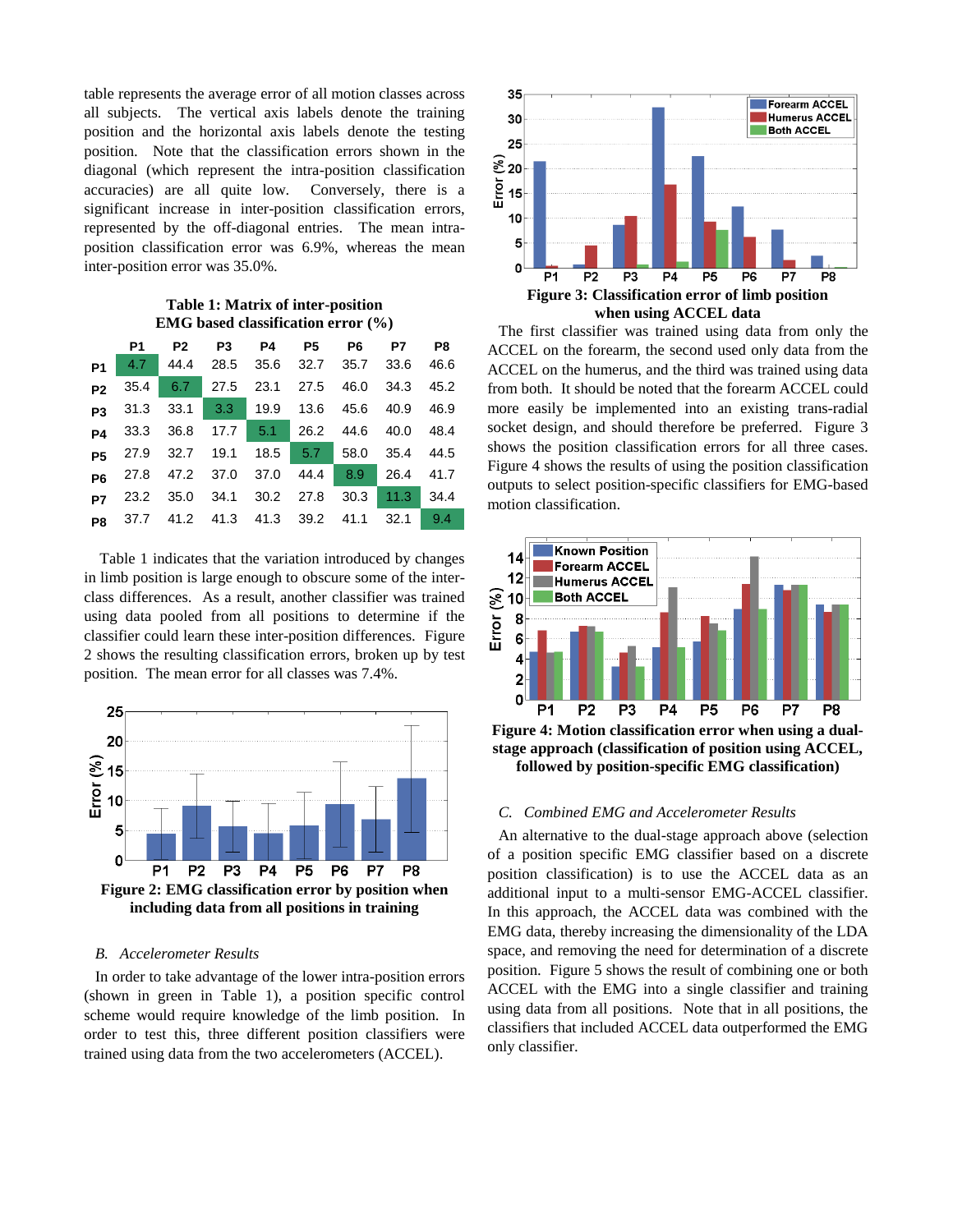table represents the average error of all motion classes across all subjects. The vertical axis labels denote the training position and the horizontal axis labels denote the testing position. Note that the classification errors shown in the diagonal (which represent the intra-position classification accuracies) are all quite low. Conversely, there is a significant increase in inter-position classification errors, represented by the off-diagonal entries. The mean intra-position classification error was 6.9%, whereas the mean inter-position error was 35.0%.

**Table 1: Matrix of inter-position EMG based classification error (%)**

| | P1 | P2 | P3 | P4 | P5 | P6 | P7 | P8 |
|---|---|---|---|---|---|---|---|---|
| P1 | 4.7 | 44.4 | 28.5 | 35.6 | 32.7 | 35.7 | 33.6 | 46.6 |
| P2 | 35.4 | 6.7 | 27.5 | 23.1 | 27.5 | 46.0 | 34.3 | 45.2 |
| P3 | 31.3 | 33.1 | 3.3 | 19.9 | 13.6 | 45.6 | 40.9 | 46.9 |
| P4 | 33.3 | 36.8 | 17.7 | 5.1 | 26.2 | 44.6 | 40.0 | 48.4 |
| P5 | 27.9 | 32.7 | 19.1 | 18.5 | 5.7 | 58.0 | 35.4 | 44.5 |
| P6 | 27.8 | 47.2 | 37.0 | 37.0 | 44.4 | 8.9 | 26.4 | 41.7 |
| P7 | 23.2 | 35.0 | 34.1 | 30.2 | 27.8 | 30.3 | 11.3 | 34.4 |
| P8 | 37.7 | 41.2 | 41.3 | 41.3 | 39.2 | 41.1 | 32.1 | 9.4 |

Table 1 indicates that the variation introduced by changes in limb position is large enough to obscure some of the inter-class differences. As a result, another classifier was trained using data pooled from all positions to determine if the classifier could learn these inter-position differences. Figure 2 shows the resulting classification errors, broken up by test position. The mean error for all classes was 7.4%.

**Figure 2: EMG classification error by position when including data from all positions in training**

### B. Accelerometer Results

In order to take advantage of the lower intra-position errors (shown in green in Table 1), a position specific control scheme would require knowledge of the limb position. In order to test this, three different position classifiers were trained using data from the two accelerometers (ACCEL).

**Figure 3: Classification error of limb position when using ACCEL data**

The first classifier was trained using data from only the ACCEL on the forearm, the second used only data from the ACCEL on the humerus, and the third was trained using data from both. It should be noted that the forearm ACCEL could more easily be implemented into an existing trans-radial socket design, and should therefore be preferred. Figure 3 shows the position classification errors for all three cases. Figure 4 shows the results of using the position classification outputs to select position-specific classifiers for EMG-based motion classification.

**Figure 4: Motion classification error when using a dual-stage approach (classification of position using ACCEL, followed by position-specific EMG classification)**

### C. Combined EMG and Accelerometer Results

An alternative to the dual-stage approach above (selection of a position specific EMG classifier based on a discrete position classification) is to use the ACCEL data as an additional input to a multi-sensor EMG-ACCEL classifier. In this approach, the ACCEL data was combined with the EMG data, thereby increasing the dimensionality of the LDA space, and removing the need for determination of a discrete position. Figure 5 shows the result of combining one or both ACCEL with the EMG into a single classifier and training using data from all positions. Note that in all positions, the classifiers that included ACCEL data outperformed the EMG only classifier.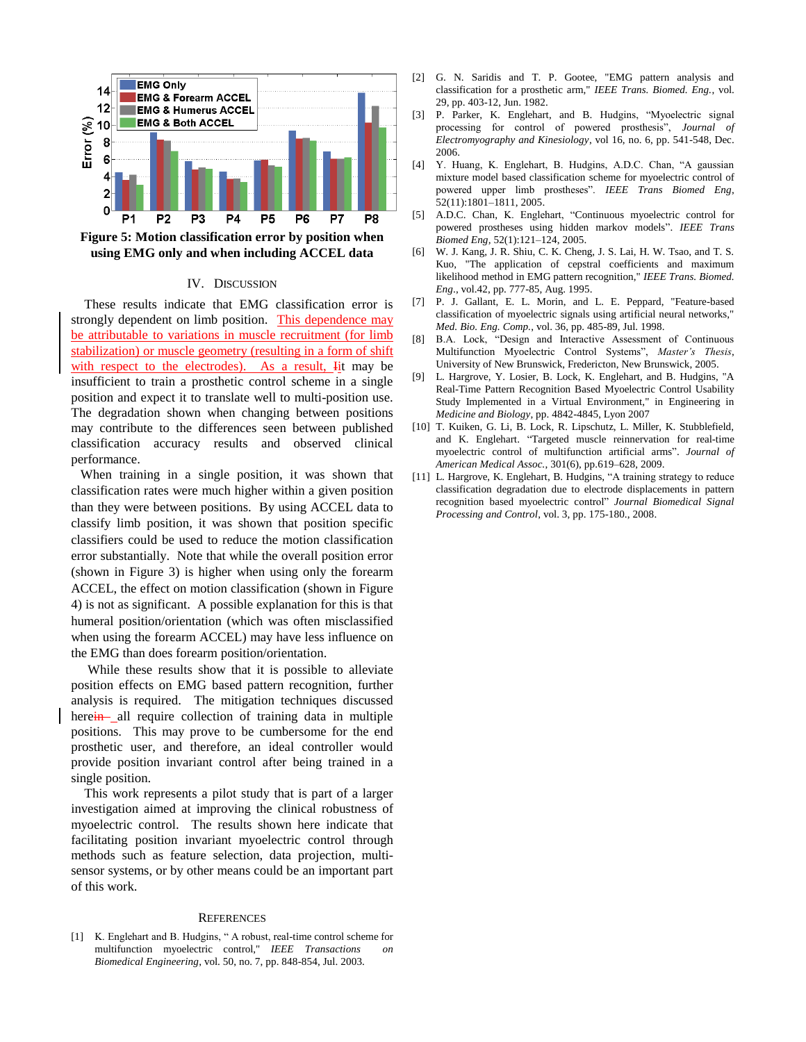EMG Only
EMG & Forearm ACCEL
EMG & Humerus ACCEL
EMG & Both ACCEL

Error (%)

14
12
10
8
6
4
2
0

P1 P2 P3 P4 P5 P6 P7 P8

**Figure 5: Motion classification error by position when using EMG only and when including ACCEL data**

## IV. Discussion

These results indicate that EMG classification error is strongly dependent on limb position. This dependence may be attributable to variations in muscle recruitment (for limb stabilization) or muscle geometry (resulting in a form of shift with respect to the electrodes). As a result, it may be insufficient to train a prosthetic control scheme in a single position and expect it to translate well to multi-position use. The degradation shown when changing between positions may contribute to the differences seen between published classification accuracy results and observed clinical performance.

When training in a single position, it was shown that classification rates were much higher within a given position than they were between positions. By using ACCEL data to classify limb position, it was shown that position specific classifiers could be used to reduce the motion classification error substantially. Note that while the overall position error (shown in Figure 3) is higher when using only the forearm ACCEL, the effect on motion classification (shown in Figure 4) is not as significant. A possible explanation for this is that humeral position/orientation (which was often misclassified when using the forearm ACCEL) may have less influence on the EMG than does forearm position/orientation.

While these results show that it is possible to alleviate position effects on EMG based pattern recognition, further analysis is required. The mitigation techniques discussed herein all require collection of training data in multiple positions. This may prove to be cumbersome for the end prosthetic user, and therefore, an ideal controller would provide position invariant control after being trained in a single position.

This work represents a pilot study that is part of a larger investigation aimed at improving the clinical robustness of myoelectric control. The results shown here indicate that facilitating position invariant myoelectric control through methods such as feature selection, data projection, multi-sensor systems, or by other means could be an important part of this work.

## References

[1] K. Englehart and B. Hudgins, " A robust, real-time control scheme for multifunction myoelectric control," *IEEE Transactions on Biomedical Engineering*, vol. 50, no. 7, pp. 848-854, Jul. 2003.

[2] G. N. Saridis and T. P. Gootee, "EMG pattern analysis and classification for a prosthetic arm," *IEEE Trans. Biomed. Eng.*, vol. 29, pp. 403-12, Jun. 1982.

[3] P. Parker, K. Englehart, and B. Hudgins, "Myoelectric signal processing for control of powered prosthesis", *Journal of Electromyography and Kinesiology*, vol 16, no. 6, pp. 541-548, Dec. 2006.

[4] Y. Huang, K. Englehart, B. Hudgins, A.D.C. Chan, "A gaussian mixture model based classification scheme for myoelectric control of powered upper limb prostheses". *IEEE Trans Biomed Eng*, 52(11):1801–1811, 2005.

[5] A.D.C. Chan, K. Englehart, "Continuous myoelectric control for powered prostheses using hidden markov models". *IEEE Trans Biomed Eng*, 52(1):121–124, 2005.

[6] W. J. Kang, J. R. Shiu, C. K. Cheng, J. S. Lai, H. W. Tsao, and T. S. Kuo, "The application of cepstral coefficients and maximum likelihood method in EMG pattern recognition," *IEEE Trans. Biomed. Eng.*, vol.42, pp. 777-85, Aug. 1995.

[7] P. J. Gallant, E. L. Morin, and L. E. Peppard, "Feature-based classification of myoelectric signals using artificial neural networks," *Med. Bio. Eng. Comp.*, vol. 36, pp. 485-89, Jul. 1998.

[8] B.A. Lock, "Design and Interactive Assessment of Continuous Multifunction Myoelectric Control Systems", *Master's Thesis*, University of New Brunswick, Fredericton, New Brunswick, 2005.

[9] L. Hargrove, Y. Losier, B. Lock, K. Englehart, and B. Hudgins, "A Real-Time Pattern Recognition Based Myoelectric Control Usability Study Implemented in a Virtual Environment," in Engineering in *Medicine and Biology*, pp. 4842-4845, Lyon 2007

[10] T. Kuiken, G. Li, B. Lock, R. Lipschutz, L. Miller, K. Stubblefield, and K. Englehart. "Targeted muscle reinnervation for real-time myoelectric control of multifunction artificial arms". *Journal of American Medical Assoc.*, 301(6), pp.619–628, 2009.

[11] L. Hargrove, K. Englehart, B. Hudgins, "A training strategy to reduce classification degradation due to electrode displacements in pattern recognition based myoelectric control" *Journal Biomedical Signal Processing and Control*, vol. 3, pp. 175-180., 2008.